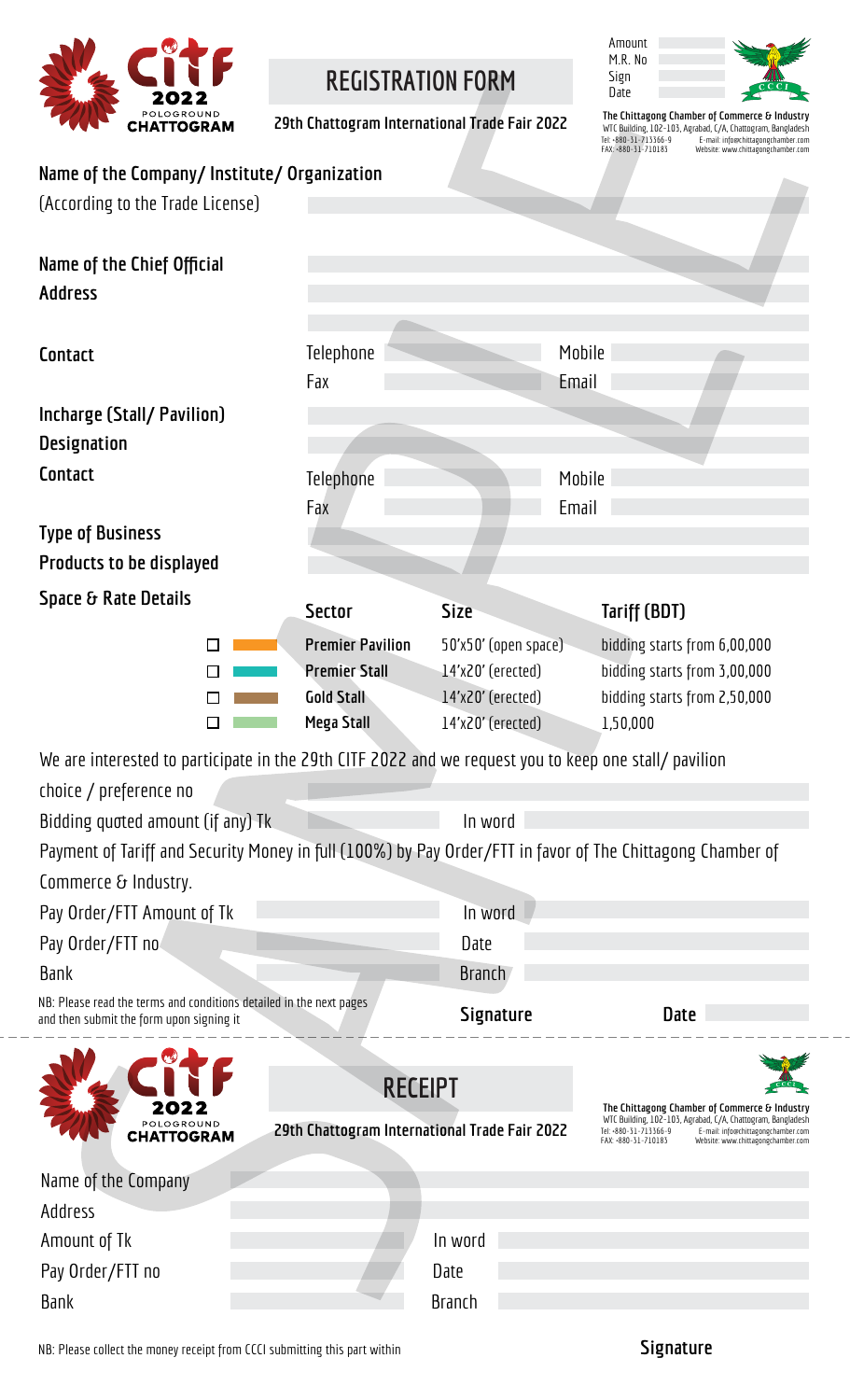CITF 2022 POLOGROUND CHATTOGRAM

# REGISTRATION FORM

**29th Chattogram International Trade Fair 2022**

Amount
M.R. No
Sign
Date

**The Chittagong Chamber of Commerce & Industry**
WTC Building, 102-103, Agrabad, C/A, Chattogram, Bangladesh
Tel: +880-31-713366-9 E-mail: info@chittagongchamber.com
FAX: +880-31-710183 Website: www.chittagongchamber.com

**Name of the Company/ Institute/ Organization**
(According to the Trade License)

**Name of the Chief Official**

**Address**

**Contact** Telephone Mobile
Fax Email

**Incharge (Stall/ Pavilion)**

**Designation**

**Contact** Telephone Mobile
Fax Email

**Type of Business**

**Products to be displayed**

**Space & Rate Details**

| | Sector | Size | Tariff (BDT) |
|---|---|---|---|
| ☐ | **Premier Pavilion** | 50'x50' (open space) | bidding starts from 6,00,000 |
| ☐ | **Premier Stall** | 14'x20' (erected) | bidding starts from 3,00,000 |
| ☐ | **Gold Stall** | 14'x20' (erected) | bidding starts from 2,50,000 |
| ☐ | **Mega Stall** | 14'x20' (erected) | 1,50,000 |

We are interested to participate in the 29th CITF 2022 and we request you to keep one stall/ pavilion choice / preference no

Bidding quoted amount (if any) Tk In word

Payment of Tariff and Security Money in full (100%) by Pay Order/FTT in favor of The Chittagong Chamber of Commerce & Industry.

Pay Order/FTT Amount of Tk In word

Pay Order/FTT no Date

Bank Branch

NB: Please read the terms and conditions detailed in the next pages and then submit the form upon signing it

**Signature** **Date**

---

CITF 2022 POLOGROUND CHATTOGRAM

# RECEIPT

**29th Chattogram International Trade Fair 2022**

**The Chittagong Chamber of Commerce & Industry**
WTC Building, 102-103, Agrabad, C/A, Chattogram, Bangladesh
Tel: +880-31-713366-9 E-mail: info@chittagongchamber.com
FAX: +880-31-710183 Website: www.chittagongchamber.com

Name of the Company

Address

Amount of Tk In word

Pay Order/FTT no Date

Bank Branch

NB: Please collect the money receipt from CCCI submitting this part within

**Signature**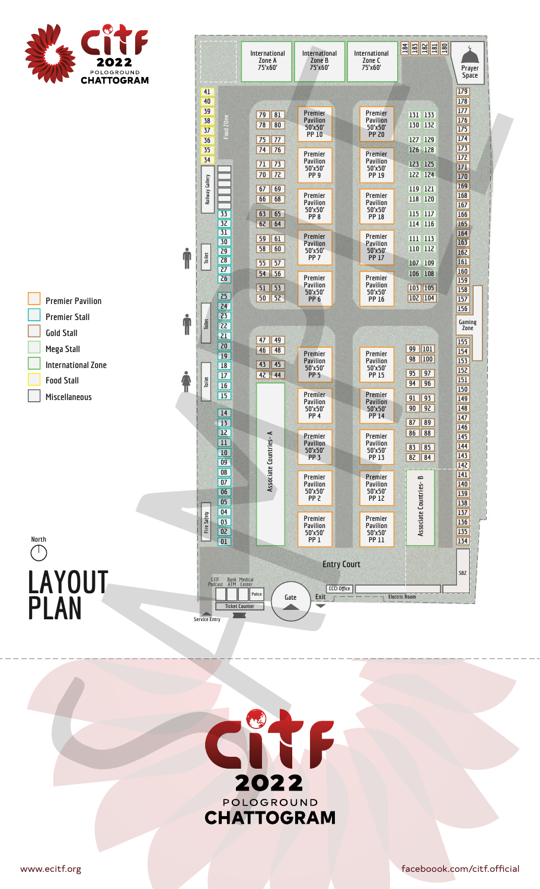# CITF 2022

POLOGROUND CHATTOGRAM

# LAYOUT PLAN

North

- Premier Pavilion
- Premier Stall
- Gold Stall
- Mega Stall
- International Zone
- Food Stall
- Miscellaneous

International Zone A 75'x60'

International Zone B 75'x60'

International Zone C 75'x60'

184 183 182 181 180

Prayer Space

Food Zone

Railway Gallery

Toilet

Toilet

Toilet

Fire Safety

Premier Pavilion 50'x50' PP 1 – PP 20

Associate Countries- A

Associate Countries- B

Gaming Zone

SBZ

Entry Court

CITF Podcast, Bank ATM, Medical Center, Police, Ticket Counter

Service Entry

Gate

Exit

CCCI Office

Electric Room

# CITF 2022

POLOGROUND CHATTOGRAM

www.ecitf.org

faceboook.com/citf.official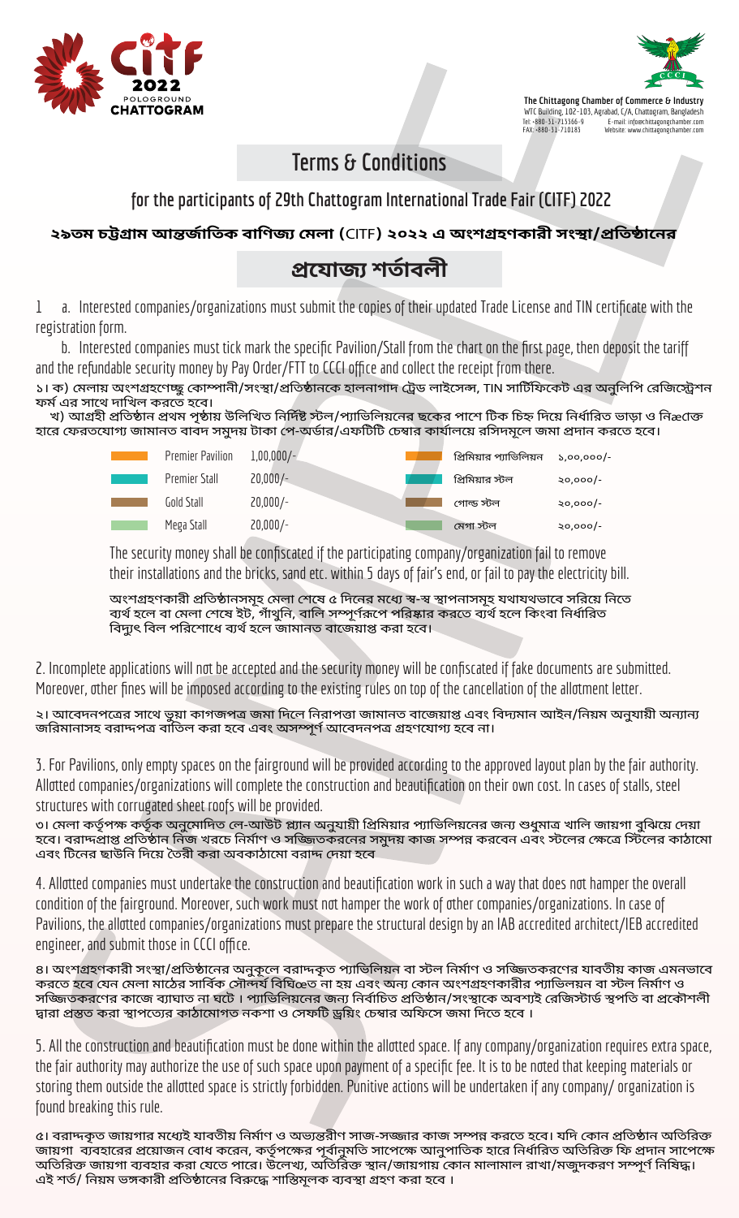The Chittagong Chamber of Commerce & Industry
WTC Building, 102-103, Agrabad, C/A, Chattogram, Bangladesh
Tel: +880-31-713366-9 E-mail: info@chittagongchamber.com
FAX: +880-31-710183 Website: www.chittagongchamber.com

# Terms & Conditions

## for the participants of 29th Chattogram International Trade Fair (CITF) 2022

## ২৯তম চট্টগ্রাম আন্তর্জাতিক বাণিজ্য মেলা (CITF) ২০২২ এ অংশগ্রহণকারী সংস্থা/প্রতিষ্ঠানের

# প্রযোজ্য শর্তাবলী

1 a. Interested companies/organizations must submit the copies of their updated Trade License and TIN certificate with the registration form.

b. Interested companies must tick mark the specific Pavilion/Stall from the chart on the first page, then deposit the tariff and the refundable security money by Pay Order/FTT to CCCI office and collect the receipt from there.

১। ক) মেলায় অংশগ্রহণেচ্ছু কোম্পানী/সংস্থা/প্রতিষ্ঠানকে হালনাগাদ ট্রেড লাইসেন্স, TIN সার্টিফিকেট এর অনুলিপি রেজিস্ট্রেশন ফর্ম এর সাথে দাখিল করতে হবে।

খ) আগ্রহী প্রতিষ্ঠান প্রথম পৃষ্ঠায় উলিখিত নির্দিষ্ট স্টল/প্যাভিলিয়নের ছকের পাশে টিক চিহ্ন দিয়ে নির্ধারিত ভাড়া ও নিম্নোক্ত হারে ফেরতযোগ্য জামানত বাবদ সমুদয় টাকা পে-অর্ডার/এফটিটি চেম্বার কার্যালয়ে রসিদমূলে জমা প্রদান করতে হবে।

| | | | |
|---|---|---|---|
| Premier Pavilion | 1,00,000/- | প্রিমিয়ার প্যাভিলিয়ন | ১,০০,০০০/- |
| Premier Stall | 20,000/- | প্রিমিয়ার স্টল | ২০,০০০/- |
| Gold Stall | 20,000/- | গোল্ড স্টল | ২০,০০০/- |
| Mega Stall | 20,000/- | মেগা স্টল | ২০,০০০/- |

The security money shall be confiscated if the participating company/organization fail to remove their installations and the bricks, sand etc. within 5 days of fair's end, or fail to pay the electricity bill.

অংশগ্রহণকারী প্রতিষ্ঠানসমূহ মেলা শেষে ৫ দিনের মধ্যে স্ব-স্ব স্থাপনাসমূহ যথাযথভাবে সরিয়ে নিতে ব্যর্থ হলে বা মেলা শেষে ইট, গাঁথুনি, বালি সম্পূর্ণরূপে পরিষ্কার করতে ব্যর্থ হলে কিংবা নির্ধারিত বিদ্যুৎ বিল পরিশোধে ব্যর্থ হলে জামানত বাজেয়াপ্ত করা হবে।

2. Incomplete applications will not be accepted and the security money will be confiscated if fake documents are submitted. Moreover, other fines will be imposed according to the existing rules on top of the cancellation of the allotment letter.

২। আবেদনপত্রের সাথে ভুয়া কাগজপত্র জমা দিলে নিরাপত্তা জামানত বাজেয়াপ্ত এবং বিদ্যমান আইন/নিয়ম অনুযায়ী অন্যান্য জরিমানাসহ বরাদ্দপত্র বাতিল করা হবে এবং অসম্পূর্ণ আবেদনপত্র গ্রহণযোগ্য হবে না।

3. For Pavilions, only empty spaces on the fairground will be provided according to the approved layout plan by the fair authority. Allotted companies/organizations will complete the construction and beautification on their own cost. In cases of stalls, steel structures with corrugated sheet roofs will be provided.

৩। মেলা কর্তৃপক্ষ কর্তৃক অনুমোদিত লে-আউট প্ল্যান অনুযায়ী প্রিমিয়ার প্যাভিলিয়নের জন্য শুধুমাত্র খালি জায়গা বুঝিয়ে দেয়া হবে। বরাদ্দপ্রাপ্ত প্রতিষ্ঠান নিজ খরচে নির্মাণ ও সজ্জিতকরনের সমুদয় কাজ সম্পন্ন করবেন এবং স্টলের ক্ষেত্রে স্টিলের কাঠামো এবং টিনের ছাউনি দিয়ে তৈরী করা অবকাঠামো বরাদ্দ দেয়া হবে

4. Allotted companies must undertake the construction and beautification work in such a way that does not hamper the overall condition of the fairground. Moreover, such work must not hamper the work of other companies/organizations. In case of Pavilions, the allotted companies/organizations must prepare the structural design by an IAB accredited architect/IEB accredited engineer, and submit those in CCCI office.

৪। অংশগ্রহণকারী সংস্থা/প্রতিষ্ঠানের অনুকূলে বরাদ্দকৃত প্যাভিলিয়ন বা স্টল নির্মাণ ও সজ্জিতকরণের যাবতীয় কাজ এমনভাবে করতে হবে যেন মেলা মাঠের সার্বিক সৌন্দর্য বিঘ্নিত না হয় এবং অন্য কোন অংশগ্রহণকারীর প্যাভিলয়ন বা স্টল নির্মাণ ও সজ্জিতকরণের কাজে ব্যাঘাত না ঘটে। প্যাভিলিয়নের জন্য নির্বাচিত প্রতিষ্ঠান/সংস্থাকে অবশ্যই রেজিস্টার্ড স্থপতি বা প্রকৌশলী দ্বারা প্রস্তুত করা স্থাপত্যের কাঠামোগত নকশা ও সেফটি ড্রয়িং চেম্বার অফিসে জমা দিতে হবে।

5. All the construction and beautification must be done within the allotted space. If any company/organization requires extra space, the fair authority may authorize the use of such space upon payment of a specific fee. It is to be noted that keeping materials or storing them outside the allotted space is strictly forbidden. Punitive actions will be undertaken if any company/ organization is found breaking this rule.

৫। বরাদ্দকৃত জায়গার মধ্যেই যাবতীয় নির্মাণ ও অভ্যন্তরীণ সাজ-সজ্জার কাজ সম্পন্ন করতে হবে। যদি কোন প্রতিষ্ঠান অতিরিক্ত জায়গা ব্যবহারের প্রয়োজন বোধ করেন, কর্তৃপক্ষের পূর্বানুমতি সাপেক্ষে আনুপাতিক হারে নির্ধারিত অতিরিক্ত ফি প্রদান সাপেক্ষে অতিরিক্ত জায়গা ব্যবহার করা যেতে পারে। উলেখ্য, অতিরিক্ত স্থান/জায়গায় কোন মালামাল রাখা/মজুদকরণ সম্পূর্ণ নিষিদ্ধ। এই শর্ত/ নিয়ম ভঙ্গকারী প্রতিষ্ঠানের বিরুদ্ধে শাস্তিমূলক ব্যবস্থা গ্রহণ করা হবে।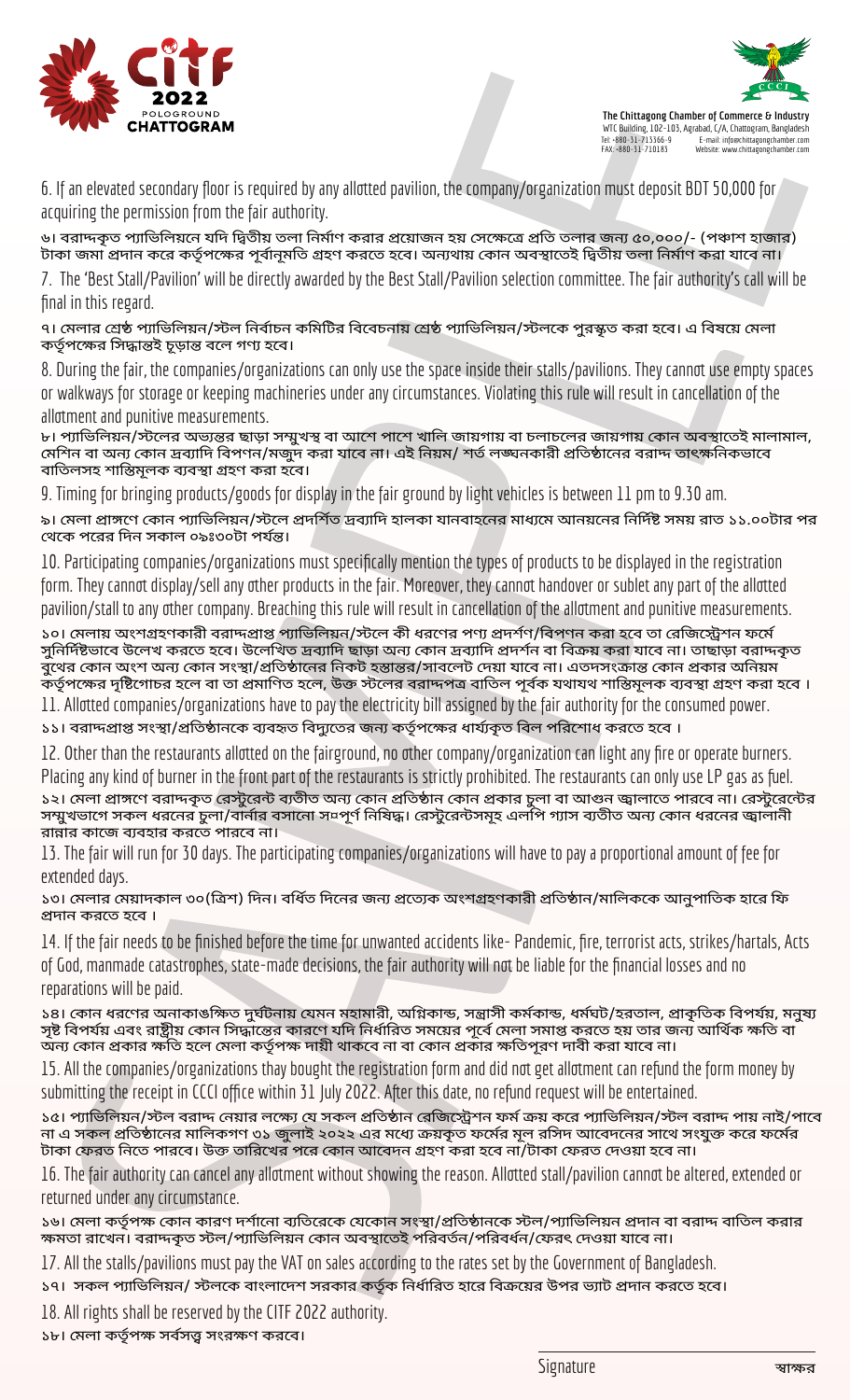The Chittagong Chamber of Commerce & Industry
WTC Building, 102-103, Agrabad, C/A, Chattogram, Bangladesh
Tel: +880-31-713366-9 E-mail: info@chittagongchamber.com
FAX: +880-31-710183 Website: www.chittagongchamber.com

6. If an elevated secondary floor is required by any allotted pavilion, the company/organization must deposit BDT 50,000 for acquiring the permission from the fair authority.

৬। বরাদ্দকৃত প্যাভিলিয়নে যদি দ্বিতীয় তলা নির্মাণ করার প্রয়োজন হয় সেক্ষেত্রে প্রতি তলার জন্য ৫০,০০০/- (পঞ্চাশ হাজার) টাকা জমা প্রদান করে কর্তৃপক্ষের পূর্বানুমতি গ্রহণ করতে হবে। অন্যথায় কোন অবস্থাতেই দ্বিতীয় তলা নির্মাণ করা যাবে না।

7. The 'Best Stall/Pavilion' will be directly awarded by the Best Stall/Pavilion selection committee. The fair authority's call will be final in this regard.

৭। মেলার শ্রেষ্ঠ প্যাভিলিয়ন/স্টল নির্বাচন কমিটির বিবেচনায় শ্রেষ্ঠ প্যাভিলিয়ন/স্টলকে পুরস্কৃত করা হবে। এ বিষয়ে মেলা কর্তৃপক্ষের সিদ্ধান্তই চূড়ান্ত বলে গণ্য হবে।

8. During the fair, the companies/organizations can only use the space inside their stalls/pavilions. They cannot use empty spaces or walkways for storage or keeping machineries under any circumstances. Violating this rule will result in cancellation of the allotment and punitive measurements.

৮। প্যাভিলিয়ন/স্টলের অভ্যন্তর ছাড়া সম্মুখস্থ বা আশে পাশে খালি জায়গায় বা চলাচলের জায়গায় কোন অবস্থাতেই মালামাল, মেশিন বা অন্য কোন দ্রব্যাদি বিপণন/মজুদ করা যাবে না। এই নিয়ম/ শর্ত লঙ্ঘনকারী প্রতিষ্ঠানের বরাদ্দ তাৎক্ষনিকভাবে বাতিলসহ শাস্তিমূলক ব্যবস্থা গ্রহণ করা হবে।

9. Timing for bringing products/goods for display in the fair ground by light vehicles is between 11 pm to 9.30 am.

৯। মেলা প্রাঙ্গণে কোন প্যাভিলিয়ন/স্টলে প্রদর্শিত দ্রব্যাদি হালকা যানবাহনের মাধ্যমে আনয়নের নির্দিষ্ট সময় রাত ১১.০০টার পর থেকে পরের দিন সকাল ০৯ঃ৩০টা পর্যন্ত।

10. Participating companies/organizations must specifically mention the types of products to be displayed in the registration form. They cannot display/sell any other products in the fair. Moreover, they cannot handover or sublet any part of the allotted pavilion/stall to any other company. Breaching this rule will result in cancellation of the allotment and punitive measurements.

১০। মেলায় অংশগ্রহণকারী বরাদ্দপ্রাপ্ত প্যাভিলিয়ন/স্টলে কী ধরণের পণ্য প্রদর্শণ/বিপণন করা হবে তা রেজিস্ট্রেশন ফর্মে সুনির্দিষ্টভাবে উলেখ করতে হবে। উলেখিত দ্রব্যাদি ছাড়া অন্য কোন দ্রব্যাদি প্রদর্শন বা বিক্রয় করা যাবে না। তাছাড়া বরাদ্দকৃত বুথের কোন অংশ অন্য কোন সংস্থা/প্রতিষ্ঠানের নিকট হস্তান্তর/সাবলেট দেয়া যাবে না। এতদসংক্রান্ত কোন প্রকার অনিয়ম কর্তৃপক্ষের দৃষ্টিগোচর হলে বা তা প্রমাণিত হলে, উক্ত স্টলের বরাদ্দপত্র বাতিল পূর্বক যথাযথ শাস্তিমূলক ব্যবস্থা গ্রহণ করা হবে।

11. Allotted companies/organizations have to pay the electricity bill assigned by the fair authority for the consumed power.

১১। বরাদ্দপ্রাপ্ত সংস্থা/প্রতিষ্ঠানকে ব্যবহৃত বিদ্যুতের জন্য কর্তৃপক্ষের ধার্য্যকৃত বিল পরিশোধ করতে হবে।

12. Other than the restaurants allotted on the fairground, no other company/organization can light any fire or operate burners. Placing any kind of burner in the front part of the restaurants is strictly prohibited. The restaurants can only use LP gas as fuel.

১২। মেলা প্রাঙ্গণে বরাদ্দকৃত রেস্টুরেন্ট ব্যতীত অন্য কোন প্রতিষ্ঠান কোন প্রকার চুলা বা আগুন জ্বালাতে পারবে না। রেস্টুরেন্টের সম্মুখভাগে সকল ধরনের চুলা/বার্নার বসানো সম্পূর্ণ নিষিদ্ধ। রেস্টুরেন্টসমূহ এলপি গ্যাস ব্যতীত অন্য কোন ধরনের জ্বালানী রান্নার কাজে ব্যবহার করতে পারবে না।

13. The fair will run for 30 days. The participating companies/organizations will have to pay a proportional amount of fee for extended days.

১৩। মেলার মেয়াদকাল ৩০(ত্রিশ) দিন। বর্ধিত দিনের জন্য প্রত্যেক অংশগ্রহণকারী প্রতিষ্ঠান/মালিককে আনুপাতিক হারে ফি প্রদান করতে হবে।

14. If the fair needs to be finished before the time for unwanted accidents like- Pandemic, fire, terrorist acts, strikes/hartals, Acts of God, manmade catastrophes, state-made decisions, the fair authority will not be liable for the financial losses and no reparations will be paid.

১৪। কোন ধরণের অনাকাঙ্ক্ষিত দুর্ঘটনায় যেমন মহামারী, অগ্নিকান্ড, সন্ত্রাসী কর্মকান্ড, ধর্মঘট/হরতাল, প্রাকৃতিক বিপর্যয়, মনুষ্য সৃষ্ট বিপর্যয় এবং রাষ্ট্রীয় কোন সিদ্ধান্তের কারণে যদি নির্ধারিত সময়ের পূর্বে মেলা সমাপ্ত করতে হয় তার জন্য আর্থিক ক্ষতি বা অন্য কোন প্রকার ক্ষতি হলে মেলা কর্তৃপক্ষ দায়ী থাকবে না বা কোন প্রকার ক্ষতিপূরণ দাবী করা যাবে না।

15. All the companies/organizations thay bought the registration form and did not get allotment can refund the form money by submitting the receipt in CCCI office within 31 July 2022. After this date, no refund request will be entertained.

১৫। প্যাভিলিয়ন/স্টল বরাদ্দ নেয়ার লক্ষ্যে যে সকল প্রতিষ্ঠান রেজিস্ট্রেশন ফর্ম ক্রয় করে প্যাভিলিয়ন/স্টল বরাদ্দ পায় নাই/পাবে না এ সকল প্রতিষ্ঠানের মালিকগণ ৩১ জুলাই ২০২২ এর মধ্যে ক্রয়কৃত ফর্মের মূল রসিদ আবেদনের সাথে সংযুক্ত করে ফর্মের টাকা ফেরত নিতে পারবে। উক্ত তারিখের পরে কোন আবেদন গ্রহণ করা হবে না/টাকা ফেরত দেওয়া হবে না।

16. The fair authority can cancel any allotment without showing the reason. Allotted stall/pavilion cannot be altered, extended or returned under any circumstance.

১৬। মেলা কর্তৃপক্ষ কোন কারণ দর্শানো ব্যতিরেকে যেকোন সংস্থা/প্রতিষ্ঠানকে স্টল/প্যাভিলিয়ন প্রদান বা বরাদ্দ বাতিল করার ক্ষমতা রাখেন। বরাদ্দকৃত স্টল/প্যাভিলিয়ন কোন অবস্থাতেই পরিবর্তন/পরিবর্ধন/ফেরৎ দেওয়া যাবে না।

17. All the stalls/pavilions must pay the VAT on sales according to the rates set by the Government of Bangladesh.

১৭। সকল প্যাভিলিয়ন/ স্টলকে বাংলাদেশ সরকার কর্তৃক নির্ধারিত হারে বিক্রয়ের উপর ভ্যাট প্রদান করতে হবে।

18. All rights shall be reserved by the CITF 2022 authority.

১৮। মেলা কর্তৃপক্ষ সর্বসত্ত্ব সংরক্ষণ করবে।

Signature স্বাক্ষর